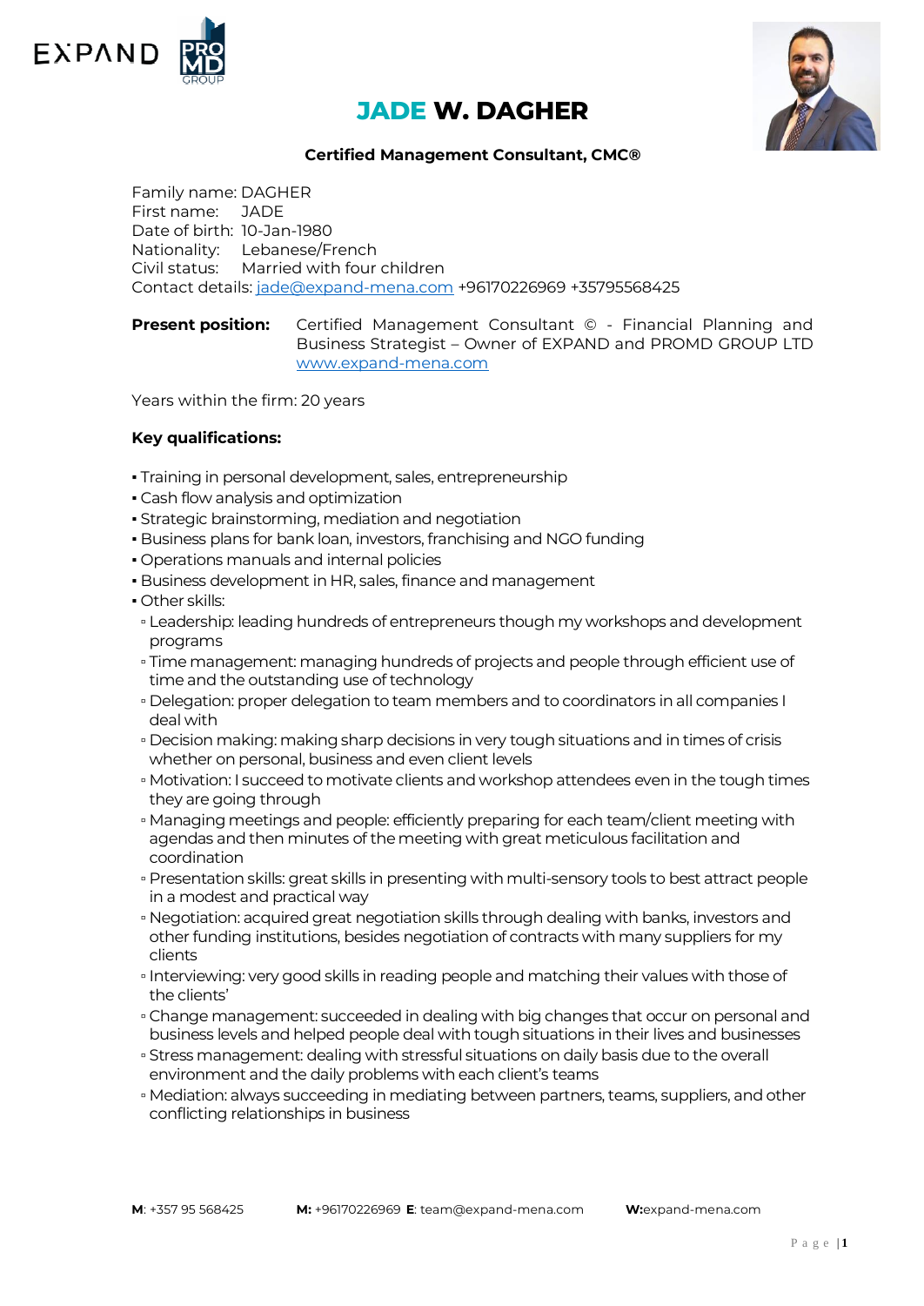# JADE W. DAGHER

**Certified Management Consultant, CMC®**

Family name: DAGHER
First name: JADE
Date of birth: 10-Jan-1980
Nationality: Lebanese/French
Civil status: Married with four children
Contact details: jade@expand-mena.com +96170226969 +35795568425

**Present position:** Certified Management Consultant © - Financial Planning and Business Strategist – Owner of EXPAND and PROMD GROUP LTD www.expand-mena.com

Years within the firm: 20 years

**Key qualifications:**

- Training in personal development, sales, entrepreneurship
- Cash flow analysis and optimization
- Strategic brainstorming, mediation and negotiation
- Business plans for bank loan, investors, franchising and NGO funding
- Operations manuals and internal policies
- Business development in HR, sales, finance and management
- Other skills:
  - Leadership: leading hundreds of entrepreneurs though my workshops and development programs
  - Time management: managing hundreds of projects and people through efficient use of time and the outstanding use of technology
  - Delegation: proper delegation to team members and to coordinators in all companies I deal with
  - Decision making: making sharp decisions in very tough situations and in times of crisis whether on personal, business and even client levels
  - Motivation: I succeed to motivate clients and workshop attendees even in the tough times they are going through
  - Managing meetings and people: efficiently preparing for each team/client meeting with agendas and then minutes of the meeting with great meticulous facilitation and coordination
  - Presentation skills: great skills in presenting with multi-sensory tools to best attract people in a modest and practical way
  - Negotiation: acquired great negotiation skills through dealing with banks, investors and other funding institutions, besides negotiation of contracts with many suppliers for my clients
  - Interviewing: very good skills in reading people and matching their values with those of the clients'
  - Change management: succeeded in dealing with big changes that occur on personal and business levels and helped people deal with tough situations in their lives and businesses
  - Stress management: dealing with stressful situations on daily basis due to the overall environment and the daily problems with each client's teams
  - Mediation: always succeeding in mediating between partners, teams, suppliers, and other conflicting relationships in business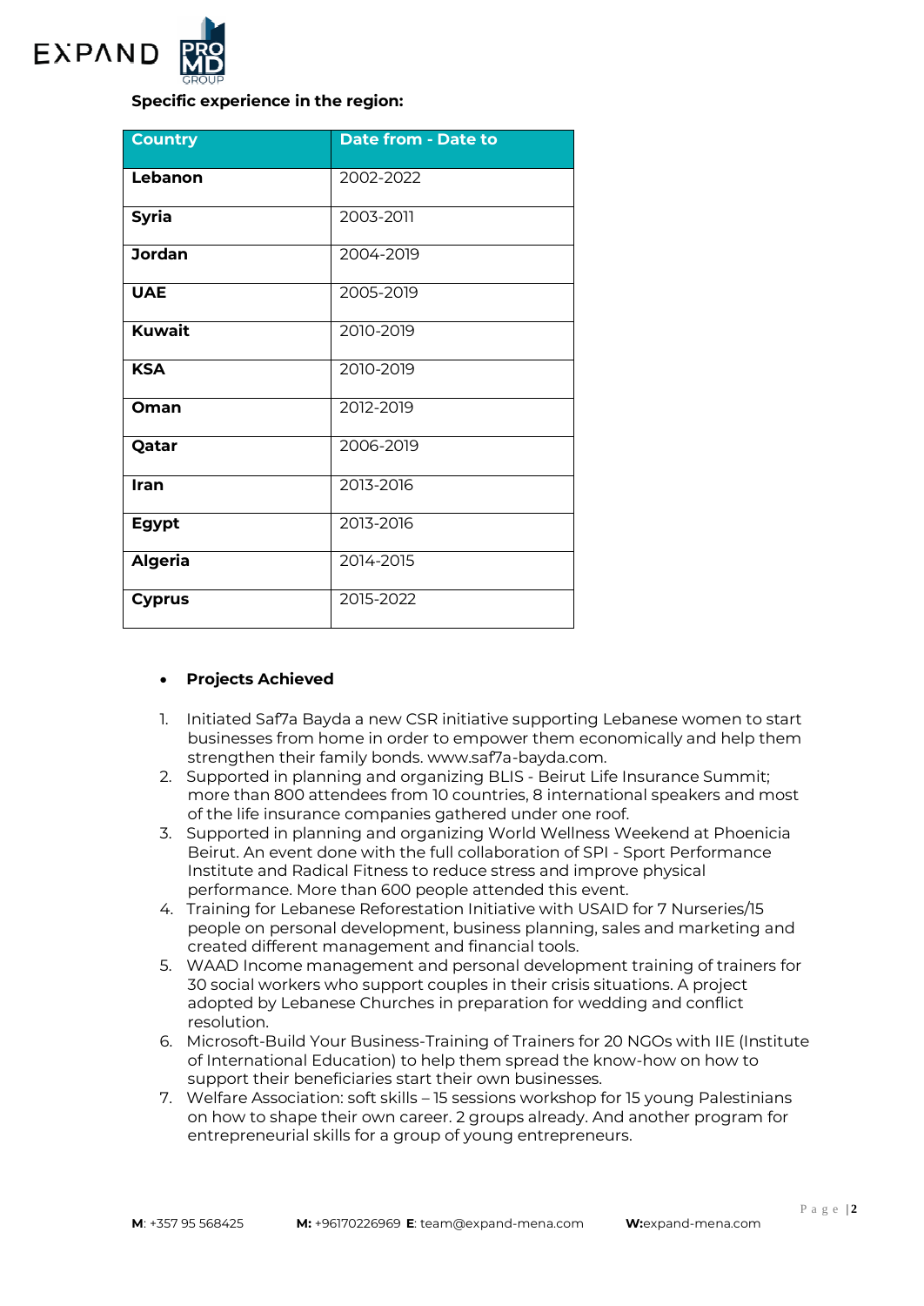**Specific experience in the region:**

| Country | Date from - Date to |
|---|---|
| **Lebanon** | 2002-2022 |
| **Syria** | 2003-2011 |
| **Jordan** | 2004-2019 |
| **UAE** | 2005-2019 |
| **Kuwait** | 2010-2019 |
| **KSA** | 2010-2019 |
| **Oman** | 2012-2019 |
| **Qatar** | 2006-2019 |
| **Iran** | 2013-2016 |
| **Egypt** | 2013-2016 |
| **Algeria** | 2014-2015 |
| **Cyprus** | 2015-2022 |

- **Projects Achieved**

1. Initiated Saf7a Bayda a new CSR initiative supporting Lebanese women to start businesses from home in order to empower them economically and help them strengthen their family bonds. www.saf7a-bayda.com.
2. Supported in planning and organizing BLIS - Beirut Life Insurance Summit; more than 800 attendees from 10 countries, 8 international speakers and most of the life insurance companies gathered under one roof.
3. Supported in planning and organizing World Wellness Weekend at Phoenicia Beirut. An event done with the full collaboration of SPI - Sport Performance Institute and Radical Fitness to reduce stress and improve physical performance. More than 600 people attended this event.
4. Training for Lebanese Reforestation Initiative with USAID for 7 Nurseries/15 people on personal development, business planning, sales and marketing and created different management and financial tools.
5. WAAD Income management and personal development training of trainers for 30 social workers who support couples in their crisis situations. A project adopted by Lebanese Churches in preparation for wedding and conflict resolution.
6. Microsoft-Build Your Business-Training of Trainers for 20 NGOs with IIE (Institute of International Education) to help them spread the know-how on how to support their beneficiaries start their own businesses.
7. Welfare Association: soft skills – 15 sessions workshop for 15 young Palestinians on how to shape their own career. 2 groups already. And another program for entrepreneurial skills for a group of young entrepreneurs.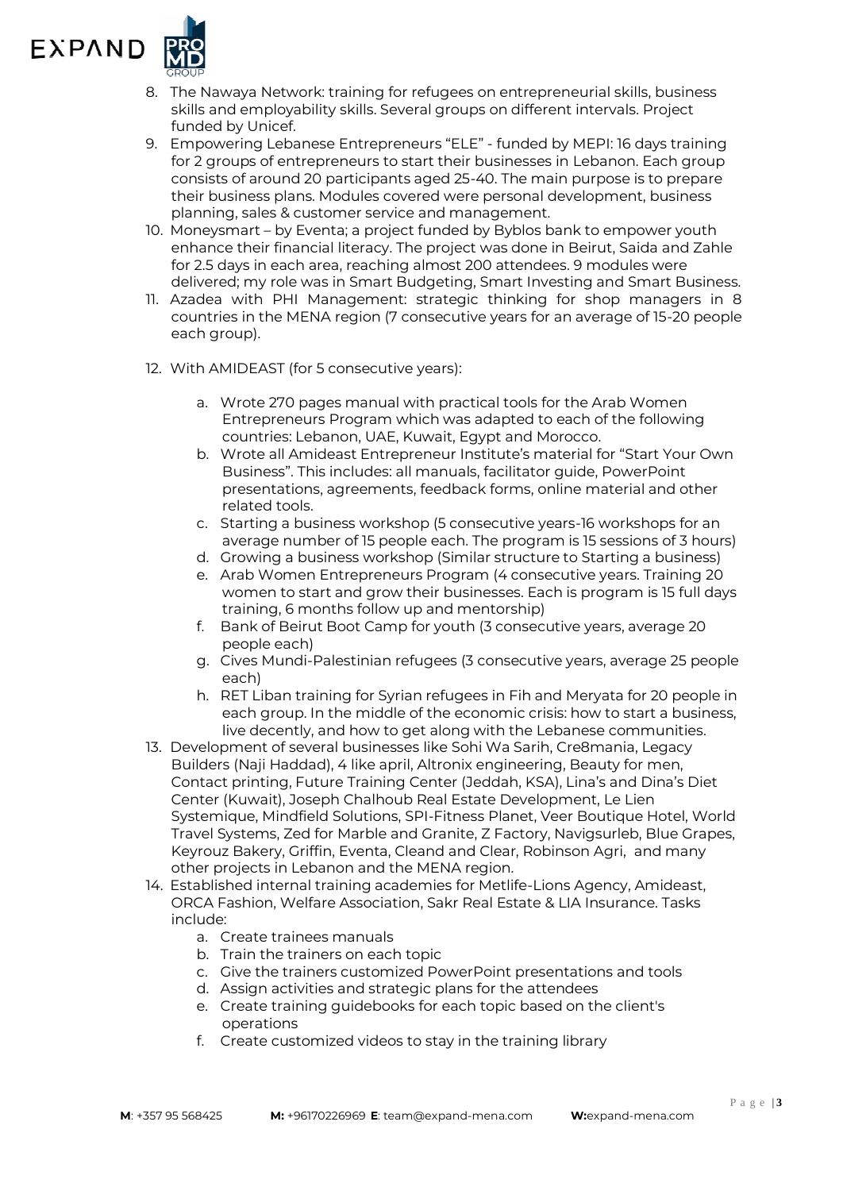8. The Nawaya Network: training for refugees on entrepreneurial skills, business skills and employability skills. Several groups on different intervals. Project funded by Unicef.
9. Empowering Lebanese Entrepreneurs "ELE" - funded by MEPI: 16 days training for 2 groups of entrepreneurs to start their businesses in Lebanon. Each group consists of around 20 participants aged 25-40. The main purpose is to prepare their business plans. Modules covered were personal development, business planning, sales & customer service and management.
10. Moneysmart – by Eventa; a project funded by Byblos bank to empower youth enhance their financial literacy. The project was done in Beirut, Saida and Zahle for 2.5 days in each area, reaching almost 200 attendees. 9 modules were delivered; my role was in Smart Budgeting, Smart Investing and Smart Business.
11. Azadea with PHI Management: strategic thinking for shop managers in 8 countries in the MENA region (7 consecutive years for an average of 15-20 people each group).
12. With AMIDEAST (for 5 consecutive years):
    a. Wrote 270 pages manual with practical tools for the Arab Women Entrepreneurs Program which was adapted to each of the following countries: Lebanon, UAE, Kuwait, Egypt and Morocco.
    b. Wrote all Amideast Entrepreneur Institute's material for "Start Your Own Business". This includes: all manuals, facilitator guide, PowerPoint presentations, agreements, feedback forms, online material and other related tools.
    c. Starting a business workshop (5 consecutive years-16 workshops for an average number of 15 people each. The program is 15 sessions of 3 hours)
    d. Growing a business workshop (Similar structure to Starting a business)
    e. Arab Women Entrepreneurs Program (4 consecutive years. Training 20 women to start and grow their businesses. Each is program is 15 full days training, 6 months follow up and mentorship)
    f. Bank of Beirut Boot Camp for youth (3 consecutive years, average 20 people each)
    g. Cives Mundi-Palestinian refugees (3 consecutive years, average 25 people each)
    h. RET Liban training for Syrian refugees in Fih and Meryata for 20 people in each group. In the middle of the economic crisis: how to start a business, live decently, and how to get along with the Lebanese communities.
13. Development of several businesses like Sohi Wa Sarih, Cre8mania, Legacy Builders (Naji Haddad), 4 like april, Altronix engineering, Beauty for men, Contact printing, Future Training Center (Jeddah, KSA), Lina's and Dina's Diet Center (Kuwait), Joseph Chalhoub Real Estate Development, Le Lien Systemique, Mindfield Solutions, SPI-Fitness Planet, Veer Boutique Hotel, World Travel Systems, Zed for Marble and Granite, Z Factory, Navigsurleb, Blue Grapes, Keyrouz Bakery, Griffin, Eventa, Cleand and Clear, Robinson Agri, and many other projects in Lebanon and the MENA region.
14. Established internal training academies for Metlife-Lions Agency, Amideast, ORCA Fashion, Welfare Association, Sakr Real Estate & LIA Insurance. Tasks include:
    a. Create trainees manuals
    b. Train the trainers on each topic
    c. Give the trainers customized PowerPoint presentations and tools
    d. Assign activities and strategic plans for the attendees
    e. Create training guidebooks for each topic based on the client's operations
    f. Create customized videos to stay in the training library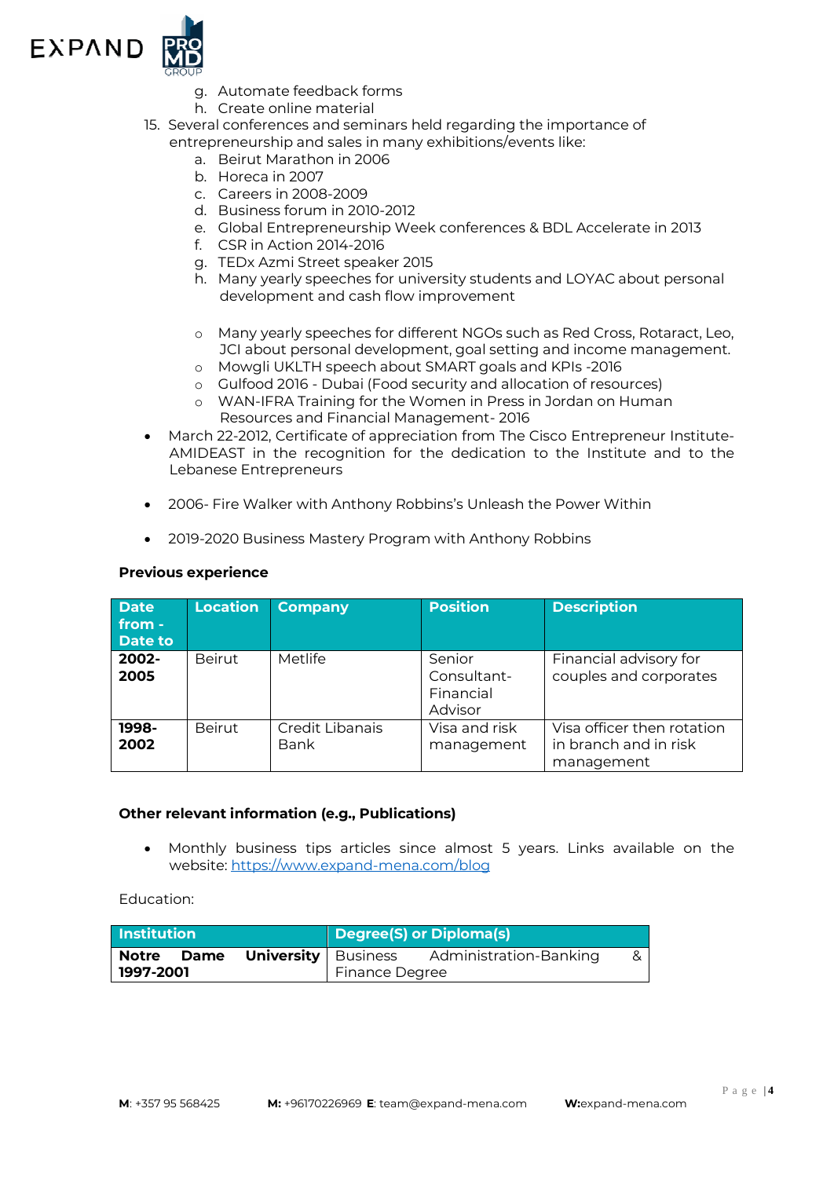g. Automate feedback forms
   h. Create online material

15. Several conferences and seminars held regarding the importance of entrepreneurship and sales in many exhibitions/events like:
    a. Beirut Marathon in 2006
    b. Horeca in 2007
    c. Careers in 2008-2009
    d. Business forum in 2010-2012
    e. Global Entrepreneurship Week conferences & BDL Accelerate in 2013
    f. CSR in Action 2014-2016
    g. TEDx Azmi Street speaker 2015
    h. Many yearly speeches for university students and LOYAC about personal development and cash flow improvement

    - Many yearly speeches for different NGOs such as Red Cross, Rotaract, Leo, JCI about personal development, goal setting and income management.
    - Mowgli UKLTH speech about SMART goals and KPIs -2016
    - Gulfood 2016 - Dubai (Food security and allocation of resources)
    - WAN-IFRA Training for the Women in Press in Jordan on Human Resources and Financial Management- 2016

- March 22-2012, Certificate of appreciation from The Cisco Entrepreneur Institute-AMIDEAST in the recognition for the dedication to the Institute and to the Lebanese Entrepreneurs

- 2006- Fire Walker with Anthony Robbins's Unleash the Power Within

- 2019-2020 Business Mastery Program with Anthony Robbins

**Previous experience**

| Date from - Date to | Location | Company | Position | Description |
|---|---|---|---|---|
| **2002-2005** | Beirut | Metlife | Senior Consultant-Financial Advisor | Financial advisory for couples and corporates |
| **1998-2002** | Beirut | Credit Libanais Bank | Visa and risk management | Visa officer then rotation in branch and in risk management |

**Other relevant information (e.g., Publications)**

- Monthly business tips articles since almost 5 years. Links available on the website: https://www.expand-mena.com/blog

Education:

| Institution | Degree(S) or Diploma(s) |
|---|---|
| **Notre Dame University 1997-2001** | Business Administration-Banking & Finance Degree |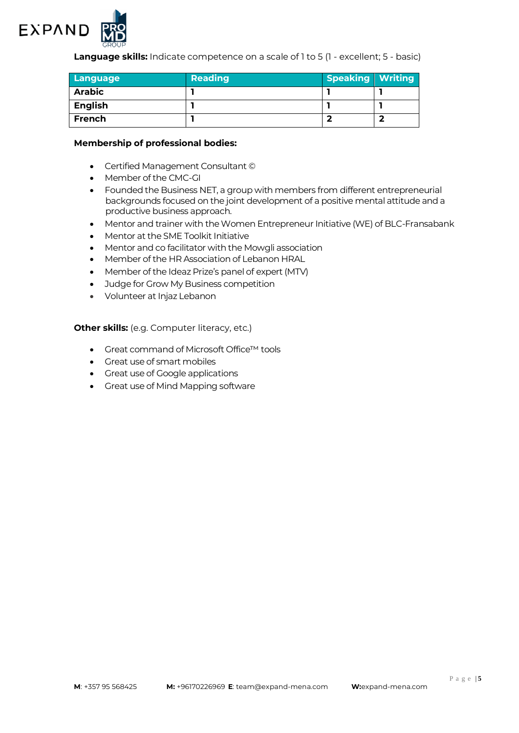**Language skills:** Indicate competence on a scale of 1 to 5 (1 - excellent; 5 - basic)

| Language | Reading | Speaking | Writing |
|---|---|---|---|
| **Arabic** | **1** | **1** | **1** |
| **English** | **1** | **1** | **1** |
| **French** | **1** | **2** | **2** |

**Membership of professional bodies:**

- Certified Management Consultant ©
- Member of the CMC-GI
- Founded the Business NET, a group with members from different entrepreneurial backgrounds focused on the joint development of a positive mental attitude and a productive business approach.
- Mentor and trainer with the Women Entrepreneur Initiative (WE) of BLC-Fransabank
- Mentor at the SME Toolkit Initiative
- Mentor and co facilitator with the Mowgli association
- Member of the HR Association of Lebanon HRAL
- Member of the Ideaz Prize's panel of expert (MTV)
- Judge for Grow My Business competition
- Volunteer at Injaz Lebanon

**Other skills:** (e.g. Computer literacy, etc.)

- Great command of Microsoft Office™ tools
- Great use of smart mobiles
- Great use of Google applications
- Great use of Mind Mapping software